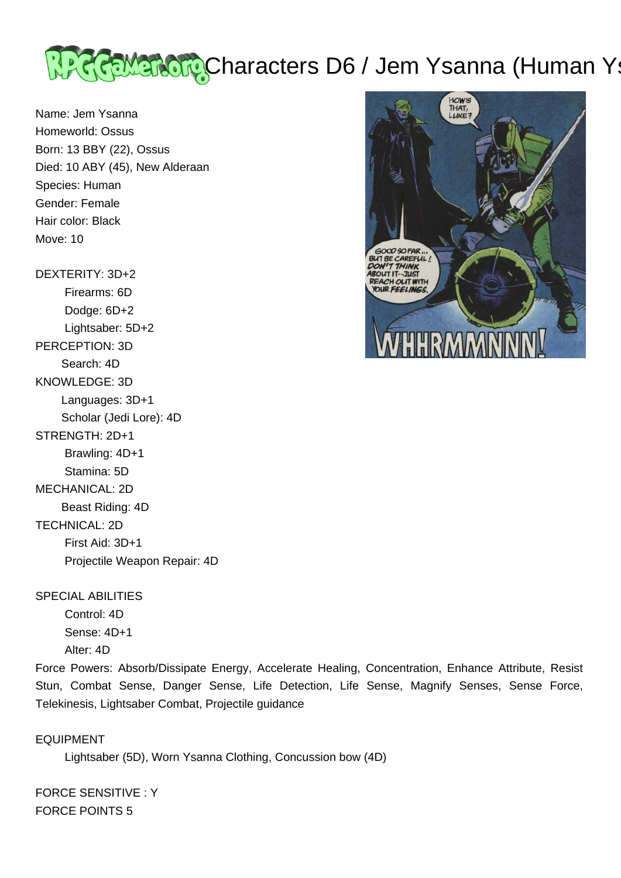# Characters D6 / Jem Ysanna (Human Ys

Name: Jem Ysanna
Homeworld: Ossus
Born: 13 BBY (22), Ossus
Died: 10 ABY (45), New Alderaan
Species: Human
Gender: Female
Hair color: Black
Move: 10

DEXTERITY: 3D+2
- Firearms: 6D
- Dodge: 6D+2
- Lightsaber: 5D+2

PERCEPTION: 3D
- Search: 4D

KNOWLEDGE: 3D
- Languages: 3D+1
- Scholar (Jedi Lore): 4D

STRENGTH: 2D+1
- Brawling: 4D+1
- Stamina: 5D

MECHANICAL: 2D
- Beast Riding: 4D

TECHNICAL: 2D
- First Aid: 3D+1
- Projectile Weapon Repair: 4D

SPECIAL ABILITIES
- Control: 4D
- Sense: 4D+1
- Alter: 4D

Force Powers: Absorb/Dissipate Energy, Accelerate Healing, Concentration, Enhance Attribute, Resist Stun, Combat Sense, Danger Sense, Life Detection, Life Sense, Magnify Senses, Sense Force, Telekinesis, Lightsaber Combat, Projectile guidance

EQUIPMENT
- Lightsaber (5D), Worn Ysanna Clothing, Concussion bow (4D)

FORCE SENSITIVE : Y
FORCE POINTS 5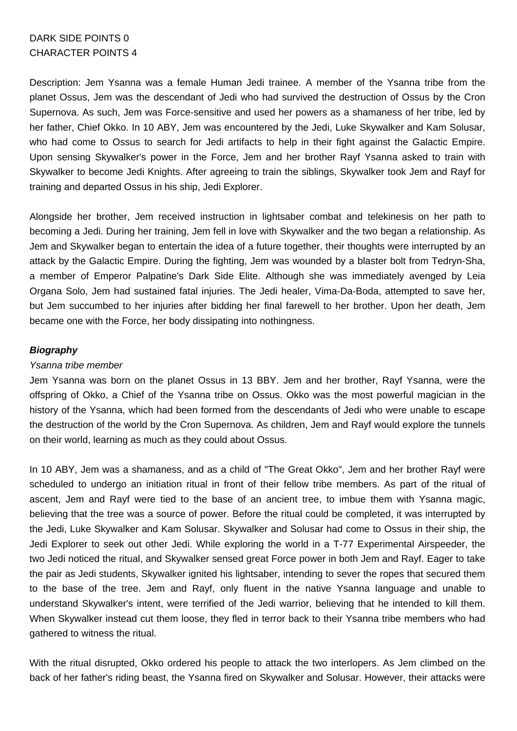DARK SIDE POINTS 0
CHARACTER POINTS 4

Description: Jem Ysanna was a female Human Jedi trainee. A member of the Ysanna tribe from the planet Ossus, Jem was the descendant of Jedi who had survived the destruction of Ossus by the Cron Supernova. As such, Jem was Force-sensitive and used her powers as a shamaness of her tribe, led by her father, Chief Okko. In 10 ABY, Jem was encountered by the Jedi, Luke Skywalker and Kam Solusar, who had come to Ossus to search for Jedi artifacts to help in their fight against the Galactic Empire. Upon sensing Skywalker's power in the Force, Jem and her brother Rayf Ysanna asked to train with Skywalker to become Jedi Knights. After agreeing to train the siblings, Skywalker took Jem and Rayf for training and departed Ossus in his ship, Jedi Explorer.

Alongside her brother, Jem received instruction in lightsaber combat and telekinesis on her path to becoming a Jedi. During her training, Jem fell in love with Skywalker and the two began a relationship. As Jem and Skywalker began to entertain the idea of a future together, their thoughts were interrupted by an attack by the Galactic Empire. During the fighting, Jem was wounded by a blaster bolt from Tedryn-Sha, a member of Emperor Palpatine's Dark Side Elite. Although she was immediately avenged by Leia Organa Solo, Jem had sustained fatal injuries. The Jedi healer, Vima-Da-Boda, attempted to save her, but Jem succumbed to her injuries after bidding her final farewell to her brother. Upon her death, Jem became one with the Force, her body dissipating into nothingness.

***Biography***

*Ysanna tribe member*

Jem Ysanna was born on the planet Ossus in 13 BBY. Jem and her brother, Rayf Ysanna, were the offspring of Okko, a Chief of the Ysanna tribe on Ossus. Okko was the most powerful magician in the history of the Ysanna, which had been formed from the descendants of Jedi who were unable to escape the destruction of the world by the Cron Supernova. As children, Jem and Rayf would explore the tunnels on their world, learning as much as they could about Ossus.

In 10 ABY, Jem was a shamaness, and as a child of "The Great Okko", Jem and her brother Rayf were scheduled to undergo an initiation ritual in front of their fellow tribe members. As part of the ritual of ascent, Jem and Rayf were tied to the base of an ancient tree, to imbue them with Ysanna magic, believing that the tree was a source of power. Before the ritual could be completed, it was interrupted by the Jedi, Luke Skywalker and Kam Solusar. Skywalker and Solusar had come to Ossus in their ship, the Jedi Explorer to seek out other Jedi. While exploring the world in a T-77 Experimental Airspeeder, the two Jedi noticed the ritual, and Skywalker sensed great Force power in both Jem and Rayf. Eager to take the pair as Jedi students, Skywalker ignited his lightsaber, intending to sever the ropes that secured them to the base of the tree. Jem and Rayf, only fluent in the native Ysanna language and unable to understand Skywalker's intent, were terrified of the Jedi warrior, believing that he intended to kill them. When Skywalker instead cut them loose, they fled in terror back to their Ysanna tribe members who had gathered to witness the ritual.

With the ritual disrupted, Okko ordered his people to attack the two interlopers. As Jem climbed on the back of her father's riding beast, the Ysanna fired on Skywalker and Solusar. However, their attacks were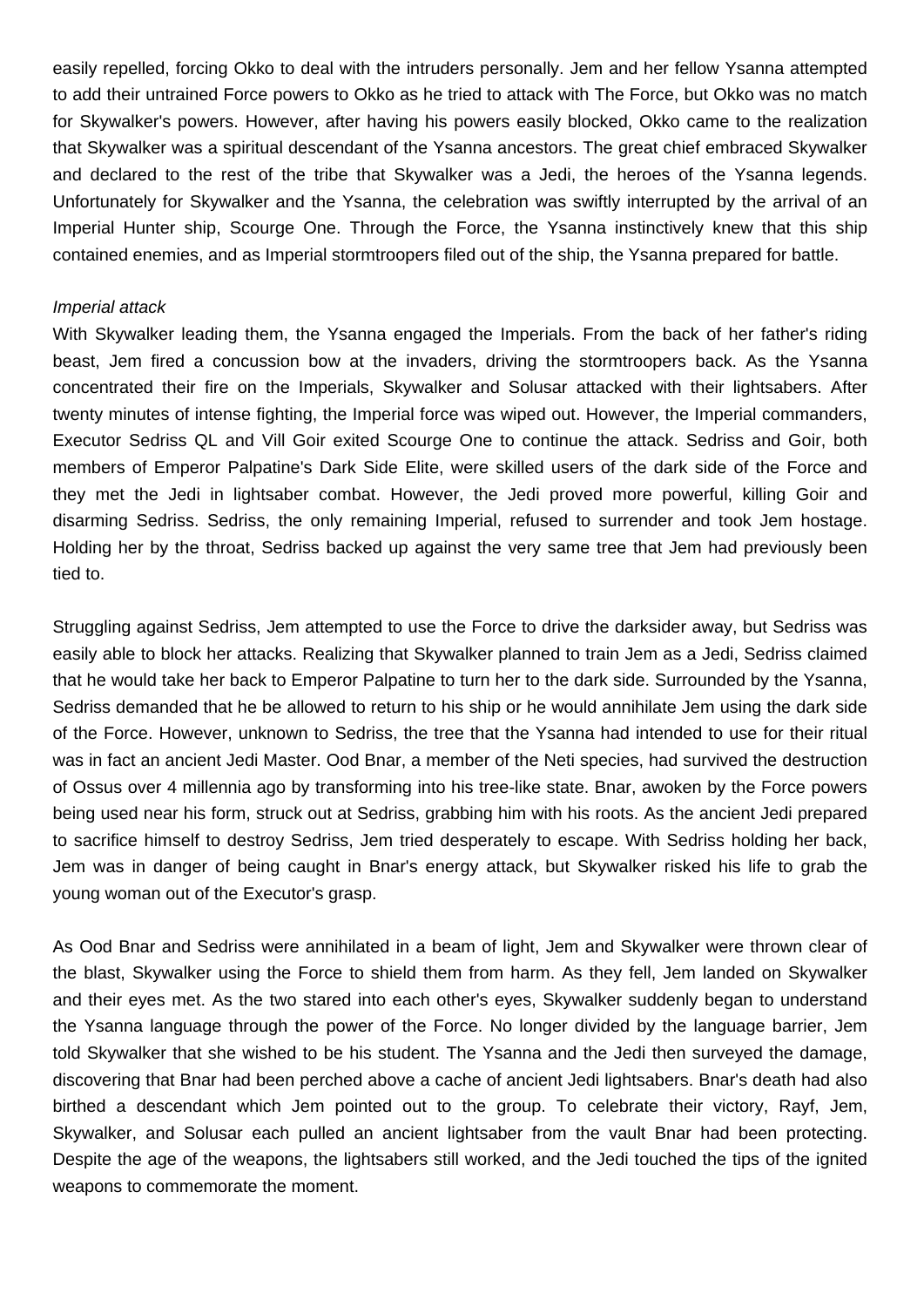easily repelled, forcing Okko to deal with the intruders personally. Jem and her fellow Ysanna attempted to add their untrained Force powers to Okko as he tried to attack with The Force, but Okko was no match for Skywalker's powers. However, after having his powers easily blocked, Okko came to the realization that Skywalker was a spiritual descendant of the Ysanna ancestors. The great chief embraced Skywalker and declared to the rest of the tribe that Skywalker was a Jedi, the heroes of the Ysanna legends. Unfortunately for Skywalker and the Ysanna, the celebration was swiftly interrupted by the arrival of an Imperial Hunter ship, Scourge One. Through the Force, the Ysanna instinctively knew that this ship contained enemies, and as Imperial stormtroopers filed out of the ship, the Ysanna prepared for battle.

*Imperial attack*

With Skywalker leading them, the Ysanna engaged the Imperials. From the back of her father's riding beast, Jem fired a concussion bow at the invaders, driving the stormtroopers back. As the Ysanna concentrated their fire on the Imperials, Skywalker and Solusar attacked with their lightsabers. After twenty minutes of intense fighting, the Imperial force was wiped out. However, the Imperial commanders, Executor Sedriss QL and Vill Goir exited Scourge One to continue the attack. Sedriss and Goir, both members of Emperor Palpatine's Dark Side Elite, were skilled users of the dark side of the Force and they met the Jedi in lightsaber combat. However, the Jedi proved more powerful, killing Goir and disarming Sedriss. Sedriss, the only remaining Imperial, refused to surrender and took Jem hostage. Holding her by the throat, Sedriss backed up against the very same tree that Jem had previously been tied to.

Struggling against Sedriss, Jem attempted to use the Force to drive the darksider away, but Sedriss was easily able to block her attacks. Realizing that Skywalker planned to train Jem as a Jedi, Sedriss claimed that he would take her back to Emperor Palpatine to turn her to the dark side. Surrounded by the Ysanna, Sedriss demanded that he be allowed to return to his ship or he would annihilate Jem using the dark side of the Force. However, unknown to Sedriss, the tree that the Ysanna had intended to use for their ritual was in fact an ancient Jedi Master. Ood Bnar, a member of the Neti species, had survived the destruction of Ossus over 4 millennia ago by transforming into his tree-like state. Bnar, awoken by the Force powers being used near his form, struck out at Sedriss, grabbing him with his roots. As the ancient Jedi prepared to sacrifice himself to destroy Sedriss, Jem tried desperately to escape. With Sedriss holding her back, Jem was in danger of being caught in Bnar's energy attack, but Skywalker risked his life to grab the young woman out of the Executor's grasp.

As Ood Bnar and Sedriss were annihilated in a beam of light, Jem and Skywalker were thrown clear of the blast, Skywalker using the Force to shield them from harm. As they fell, Jem landed on Skywalker and their eyes met. As the two stared into each other's eyes, Skywalker suddenly began to understand the Ysanna language through the power of the Force. No longer divided by the language barrier, Jem told Skywalker that she wished to be his student. The Ysanna and the Jedi then surveyed the damage, discovering that Bnar had been perched above a cache of ancient Jedi lightsabers. Bnar's death had also birthed a descendant which Jem pointed out to the group. To celebrate their victory, Rayf, Jem, Skywalker, and Solusar each pulled an ancient lightsaber from the vault Bnar had been protecting. Despite the age of the weapons, the lightsabers still worked, and the Jedi touched the tips of the ignited weapons to commemorate the moment.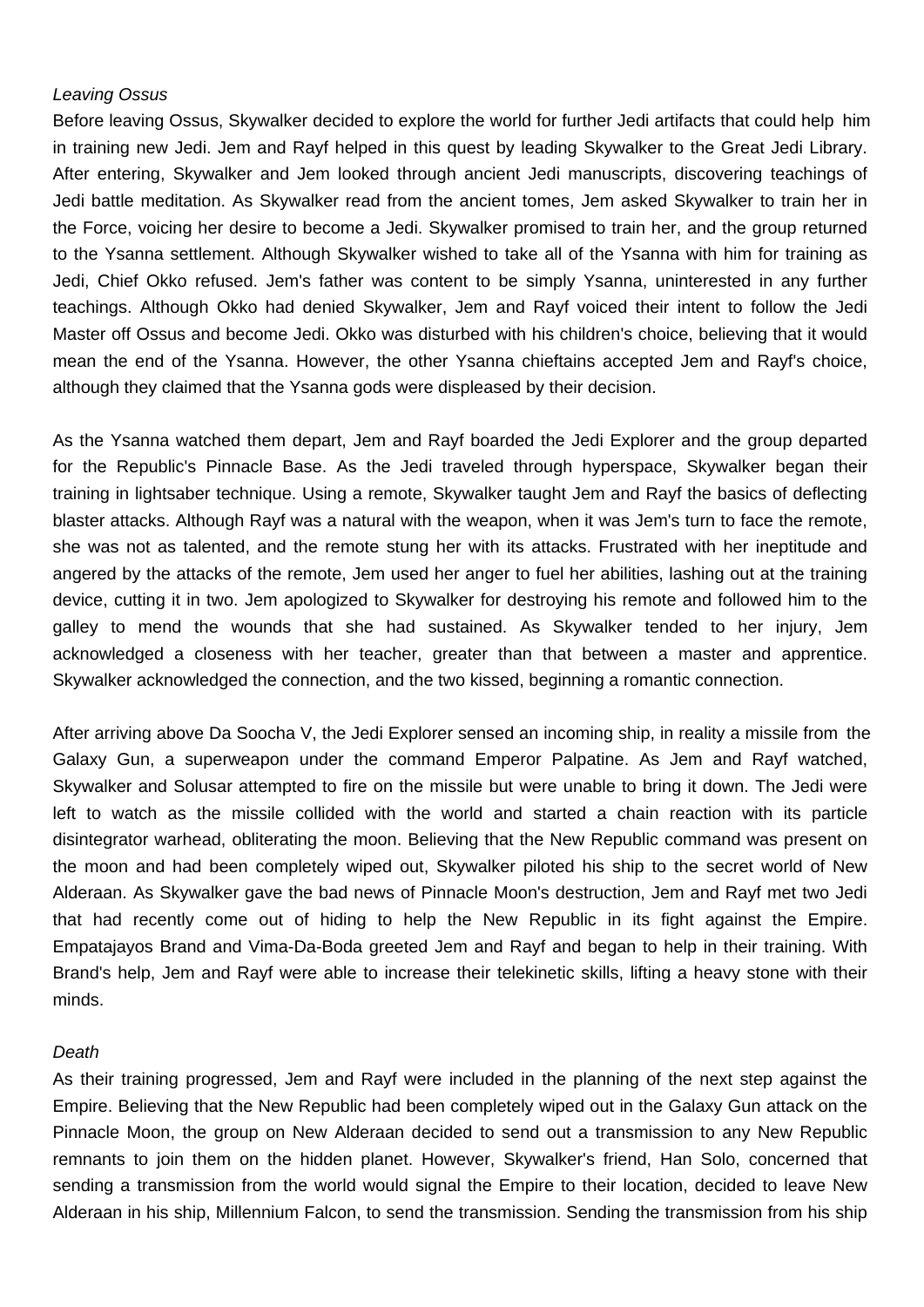*Leaving Ossus*

Before leaving Ossus, Skywalker decided to explore the world for further Jedi artifacts that could help him in training new Jedi. Jem and Rayf helped in this quest by leading Skywalker to the Great Jedi Library. After entering, Skywalker and Jem looked through ancient Jedi manuscripts, discovering teachings of Jedi battle meditation. As Skywalker read from the ancient tomes, Jem asked Skywalker to train her in the Force, voicing her desire to become a Jedi. Skywalker promised to train her, and the group returned to the Ysanna settlement. Although Skywalker wished to take all of the Ysanna with him for training as Jedi, Chief Okko refused. Jem's father was content to be simply Ysanna, uninterested in any further teachings. Although Okko had denied Skywalker, Jem and Rayf voiced their intent to follow the Jedi Master off Ossus and become Jedi. Okko was disturbed with his children's choice, believing that it would mean the end of the Ysanna. However, the other Ysanna chieftains accepted Jem and Rayf's choice, although they claimed that the Ysanna gods were displeased by their decision.

As the Ysanna watched them depart, Jem and Rayf boarded the Jedi Explorer and the group departed for the Republic's Pinnacle Base. As the Jedi traveled through hyperspace, Skywalker began their training in lightsaber technique. Using a remote, Skywalker taught Jem and Rayf the basics of deflecting blaster attacks. Although Rayf was a natural with the weapon, when it was Jem's turn to face the remote, she was not as talented, and the remote stung her with its attacks. Frustrated with her ineptitude and angered by the attacks of the remote, Jem used her anger to fuel her abilities, lashing out at the training device, cutting it in two. Jem apologized to Skywalker for destroying his remote and followed him to the galley to mend the wounds that she had sustained. As Skywalker tended to her injury, Jem acknowledged a closeness with her teacher, greater than that between a master and apprentice. Skywalker acknowledged the connection, and the two kissed, beginning a romantic connection.

After arriving above Da Soocha V, the Jedi Explorer sensed an incoming ship, in reality a missile from the Galaxy Gun, a superweapon under the command Emperor Palpatine. As Jem and Rayf watched, Skywalker and Solusar attempted to fire on the missile but were unable to bring it down. The Jedi were left to watch as the missile collided with the world and started a chain reaction with its particle disintegrator warhead, obliterating the moon. Believing that the New Republic command was present on the moon and had been completely wiped out, Skywalker piloted his ship to the secret world of New Alderaan. As Skywalker gave the bad news of Pinnacle Moon's destruction, Jem and Rayf met two Jedi that had recently come out of hiding to help the New Republic in its fight against the Empire. Empatajayos Brand and Vima-Da-Boda greeted Jem and Rayf and began to help in their training. With Brand's help, Jem and Rayf were able to increase their telekinetic skills, lifting a heavy stone with their minds.

*Death*

As their training progressed, Jem and Rayf were included in the planning of the next step against the Empire. Believing that the New Republic had been completely wiped out in the Galaxy Gun attack on the Pinnacle Moon, the group on New Alderaan decided to send out a transmission to any New Republic remnants to join them on the hidden planet. However, Skywalker's friend, Han Solo, concerned that sending a transmission from the world would signal the Empire to their location, decided to leave New Alderaan in his ship, Millennium Falcon, to send the transmission. Sending the transmission from his ship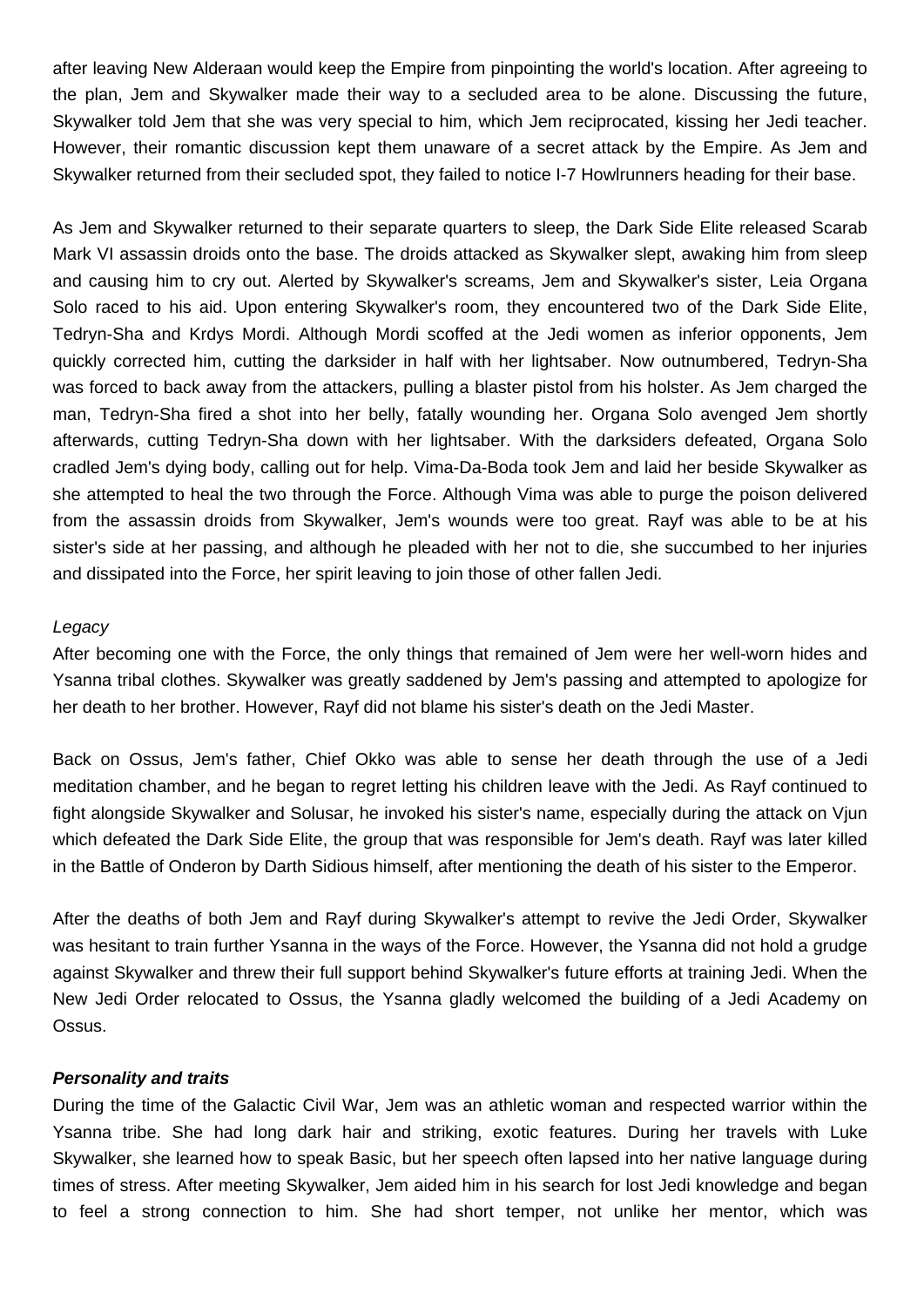after leaving New Alderaan would keep the Empire from pinpointing the world's location. After agreeing to the plan, Jem and Skywalker made their way to a secluded area to be alone. Discussing the future, Skywalker told Jem that she was very special to him, which Jem reciprocated, kissing her Jedi teacher. However, their romantic discussion kept them unaware of a secret attack by the Empire. As Jem and Skywalker returned from their secluded spot, they failed to notice I-7 Howlrunners heading for their base.

As Jem and Skywalker returned to their separate quarters to sleep, the Dark Side Elite released Scarab Mark VI assassin droids onto the base. The droids attacked as Skywalker slept, awaking him from sleep and causing him to cry out. Alerted by Skywalker's screams, Jem and Skywalker's sister, Leia Organa Solo raced to his aid. Upon entering Skywalker's room, they encountered two of the Dark Side Elite, Tedryn-Sha and Krdys Mordi. Although Mordi scoffed at the Jedi women as inferior opponents, Jem quickly corrected him, cutting the darksider in half with her lightsaber. Now outnumbered, Tedryn-Sha was forced to back away from the attackers, pulling a blaster pistol from his holster. As Jem charged the man, Tedryn-Sha fired a shot into her belly, fatally wounding her. Organa Solo avenged Jem shortly afterwards, cutting Tedryn-Sha down with her lightsaber. With the darksiders defeated, Organa Solo cradled Jem's dying body, calling out for help. Vima-Da-Boda took Jem and laid her beside Skywalker as she attempted to heal the two through the Force. Although Vima was able to purge the poison delivered from the assassin droids from Skywalker, Jem's wounds were too great. Rayf was able to be at his sister's side at her passing, and although he pleaded with her not to die, she succumbed to her injuries and dissipated into the Force, her spirit leaving to join those of other fallen Jedi.

*Legacy*

After becoming one with the Force, the only things that remained of Jem were her well-worn hides and Ysanna tribal clothes. Skywalker was greatly saddened by Jem's passing and attempted to apologize for her death to her brother. However, Rayf did not blame his sister's death on the Jedi Master.

Back on Ossus, Jem's father, Chief Okko was able to sense her death through the use of a Jedi meditation chamber, and he began to regret letting his children leave with the Jedi. As Rayf continued to fight alongside Skywalker and Solusar, he invoked his sister's name, especially during the attack on Vjun which defeated the Dark Side Elite, the group that was responsible for Jem's death. Rayf was later killed in the Battle of Onderon by Darth Sidious himself, after mentioning the death of his sister to the Emperor.

After the deaths of both Jem and Rayf during Skywalker's attempt to revive the Jedi Order, Skywalker was hesitant to train further Ysanna in the ways of the Force. However, the Ysanna did not hold a grudge against Skywalker and threw their full support behind Skywalker's future efforts at training Jedi. When the New Jedi Order relocated to Ossus, the Ysanna gladly welcomed the building of a Jedi Academy on Ossus.

***Personality and traits***

During the time of the Galactic Civil War, Jem was an athletic woman and respected warrior within the Ysanna tribe. She had long dark hair and striking, exotic features. During her travels with Luke Skywalker, she learned how to speak Basic, but her speech often lapsed into her native language during times of stress. After meeting Skywalker, Jem aided him in his search for lost Jedi knowledge and began to feel a strong connection to him. She had short temper, not unlike her mentor, which was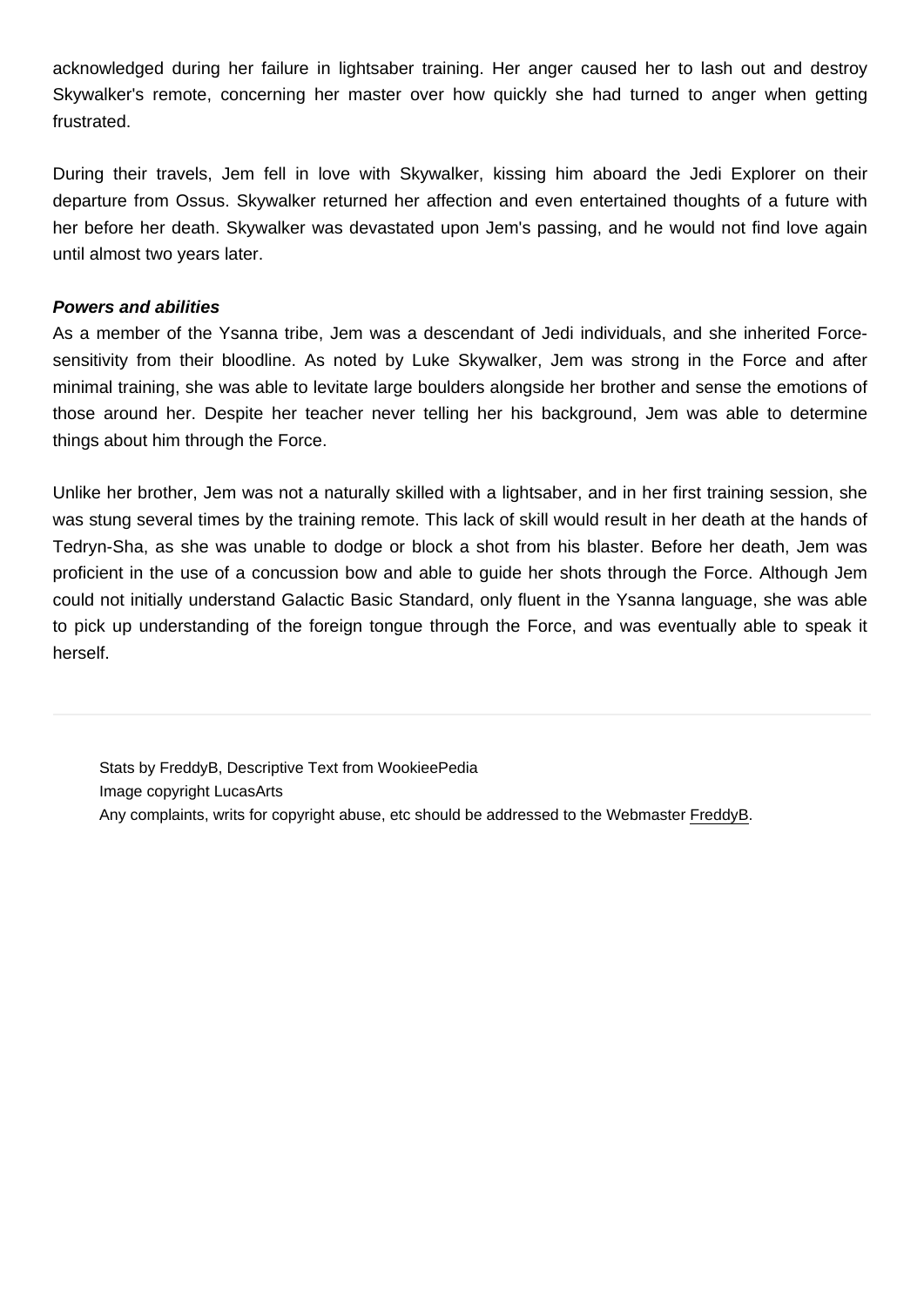acknowledged during her failure in lightsaber training. Her anger caused her to lash out and destroy Skywalker's remote, concerning her master over how quickly she had turned to anger when getting frustrated.

During their travels, Jem fell in love with Skywalker, kissing him aboard the Jedi Explorer on their departure from Ossus. Skywalker returned her affection and even entertained thoughts of a future with her before her death. Skywalker was devastated upon Jem's passing, and he would not find love again until almost two years later.

***Powers and abilities***

As a member of the Ysanna tribe, Jem was a descendant of Jedi individuals, and she inherited Force-sensitivity from their bloodline. As noted by Luke Skywalker, Jem was strong in the Force and after minimal training, she was able to levitate large boulders alongside her brother and sense the emotions of those around her. Despite her teacher never telling her his background, Jem was able to determine things about him through the Force.

Unlike her brother, Jem was not a naturally skilled with a lightsaber, and in her first training session, she was stung several times by the training remote. This lack of skill would result in her death at the hands of Tedryn-Sha, as she was unable to dodge or block a shot from his blaster. Before her death, Jem was proficient in the use of a concussion bow and able to guide her shots through the Force. Although Jem could not initially understand Galactic Basic Standard, only fluent in the Ysanna language, she was able to pick up understanding of the foreign tongue through the Force, and was eventually able to speak it herself.

---

Stats by FreddyB, Descriptive Text from WookieePedia
Image copyright LucasArts
Any complaints, writs for copyright abuse, etc should be addressed to the Webmaster FreddyB.